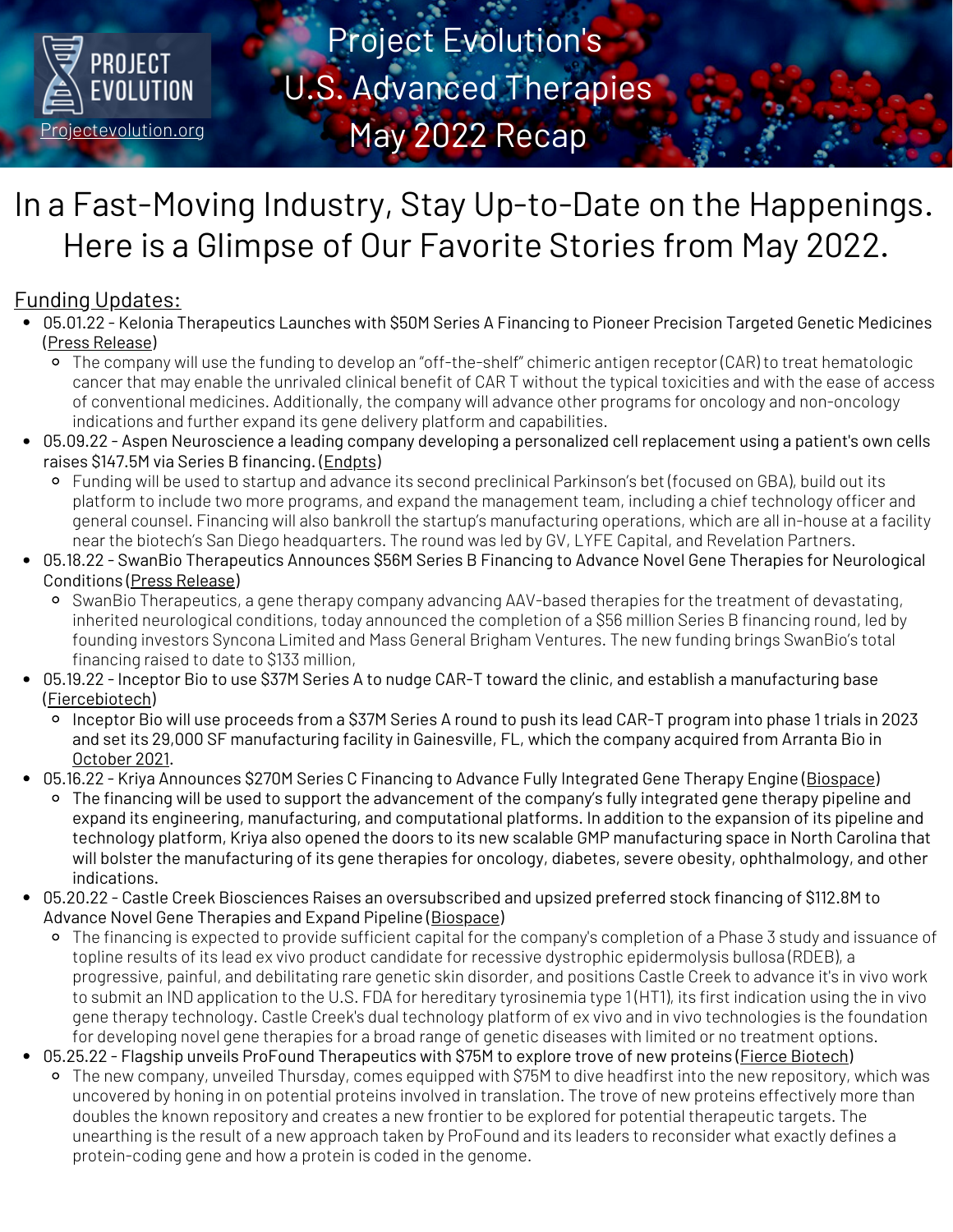# Project Evolution's U.S. Advanced Therapies May 2022 Recap

PROJECT EVOLUTION
Projectevolution.org

## In a Fast-Moving Industry, Stay Up-to-Date on the Happenings. Here is a Glimpse of Our Favorite Stories from May 2022.

### Funding Updates:

- 05.01.22 - Kelonia Therapeutics Launches with $50M Series A Financing to Pioneer Precision Targeted Genetic Medicines (Press Release)
  - The company will use the funding to develop an "off-the-shelf" chimeric antigen receptor (CAR) to treat hematologic cancer that may enable the unrivaled clinical benefit of CAR T without the typical toxicities and with the ease of access of conventional medicines. Additionally, the company will advance other programs for oncology and non-oncology indications and further expand its gene delivery platform and capabilities.
- 05.09.22 - Aspen Neuroscience a leading company developing a personalized cell replacement using a patient's own cells raises $147.5M via Series B financing. (Endpts)
  - Funding will be used to startup and advance its second preclinical Parkinson's bet (focused on GBA), build out its platform to include two more programs, and expand the management team, including a chief technology officer and general counsel. Financing will also bankroll the startup's manufacturing operations, which are all in-house at a facility near the biotech's San Diego headquarters. The round was led by GV, LYFE Capital, and Revelation Partners.
- 05.18.22 - SwanBio Therapeutics Announces $56M Series B Financing to Advance Novel Gene Therapies for Neurological Conditions (Press Release)
  - SwanBio Therapeutics, a gene therapy company advancing AAV-based therapies for the treatment of devastating, inherited neurological conditions, today announced the completion of a $56 million Series B financing round, led by founding investors Syncona Limited and Mass General Brigham Ventures. The new funding brings SwanBio's total financing raised to date to $133 million,
- 05.19.22 - Inceptor Bio to use $37M Series A to nudge CAR-T toward the clinic, and establish a manufacturing base (Fiercebiotech)
  - Inceptor Bio will use proceeds from a $37M Series A round to push its lead CAR-T program into phase 1 trials in 2023 and set its 29,000 SF manufacturing facility in Gainesville, FL, which the company acquired from Arranta Bio in October 2021.
- 05.16.22 - Kriya Announces $270M Series C Financing to Advance Fully Integrated Gene Therapy Engine (Biospace)
  - The financing will be used to support the advancement of the company's fully integrated gene therapy pipeline and expand its engineering, manufacturing, and computational platforms. In addition to the expansion of its pipeline and technology platform, Kriya also opened the doors to its new scalable GMP manufacturing space in North Carolina that will bolster the manufacturing of its gene therapies for oncology, diabetes, severe obesity, ophthalmology, and other indications.
- 05.20.22 - Castle Creek Biosciences Raises an oversubscribed and upsized preferred stock financing of $112.8M to Advance Novel Gene Therapies and Expand Pipeline (Biospace)
  - The financing is expected to provide sufficient capital for the company's completion of a Phase 3 study and issuance of topline results of its lead ex vivo product candidate for recessive dystrophic epidermolysis bullosa (RDEB), a progressive, painful, and debilitating rare genetic skin disorder, and positions Castle Creek to advance it's in vivo work to submit an IND application to the U.S. FDA for hereditary tyrosinemia type 1 (HT1), its first indication using the in vivo gene therapy technology. Castle Creek's dual technology platform of ex vivo and in vivo technologies is the foundation for developing novel gene therapies for a broad range of genetic diseases with limited or no treatment options.
- 05.25.22 - Flagship unveils ProFound Therapeutics with $75M to explore trove of new proteins (Fierce Biotech)
  - The new company, unveiled Thursday, comes equipped with $75M to dive headfirst into the new repository, which was uncovered by honing in on potential proteins involved in translation. The trove of new proteins effectively more than doubles the known repository and creates a new frontier to be explored for potential therapeutic targets. The unearthing is the result of a new approach taken by ProFound and its leaders to reconsider what exactly defines a protein-coding gene and how a protein is coded in the genome.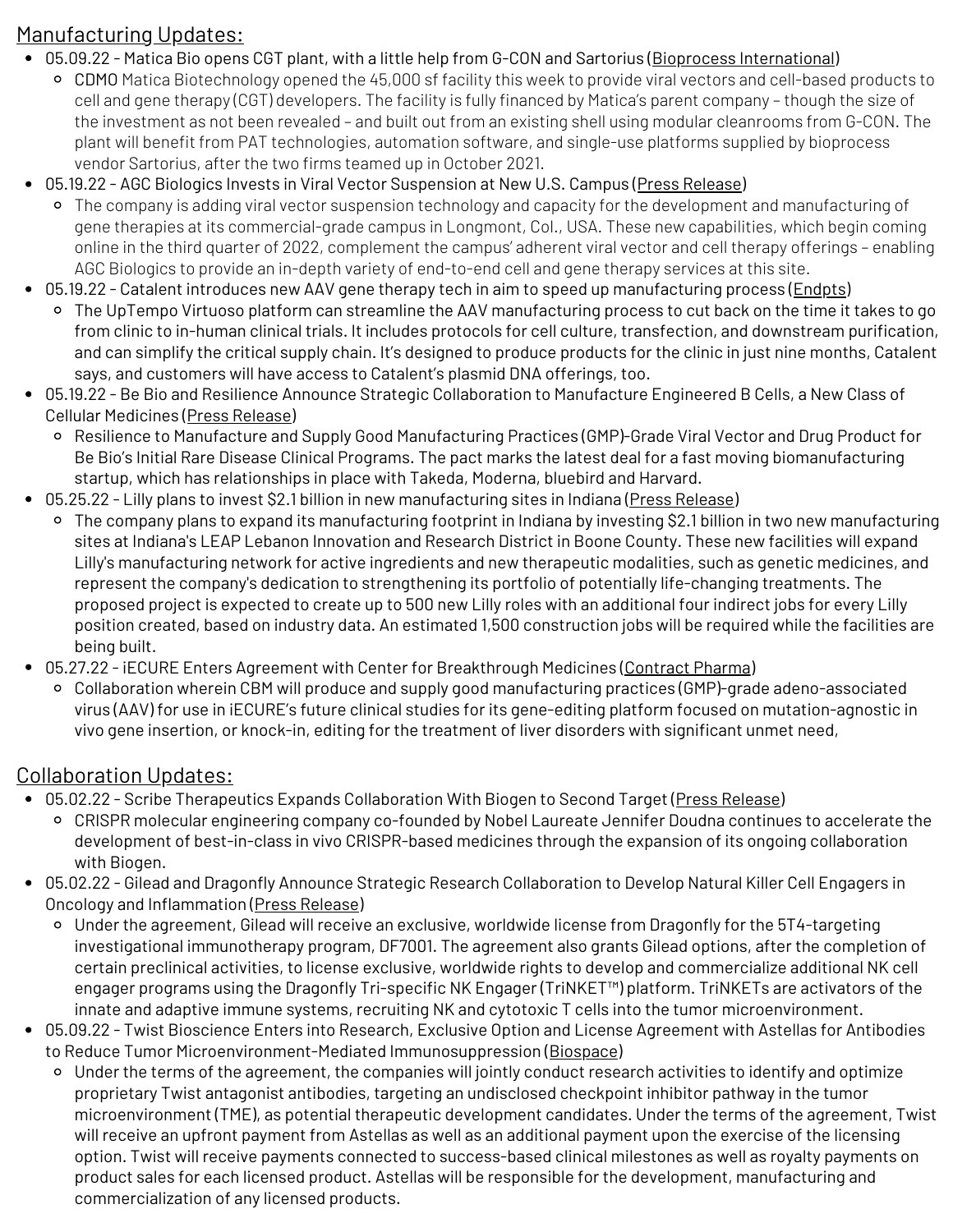## Manufacturing Updates:

- 05.09.22 - Matica Bio opens CGT plant, with a little help from G-CON and Sartorius (Bioprocess International)
  - CDMO Matica Biotechnology opened the 45,000 sf facility this week to provide viral vectors and cell-based products to cell and gene therapy (CGT) developers. The facility is fully financed by Matica's parent company – though the size of the investment as not been revealed – and built out from an existing shell using modular cleanrooms from G-CON. The plant will benefit from PAT technologies, automation software, and single-use platforms supplied by bioprocess vendor Sartorius, after the two firms teamed up in October 2021.
- 05.19.22 - AGC Biologics Invests in Viral Vector Suspension at New U.S. Campus (Press Release)
  - The company is adding viral vector suspension technology and capacity for the development and manufacturing of gene therapies at its commercial-grade campus in Longmont, Col., USA. These new capabilities, which begin coming online in the third quarter of 2022, complement the campus' adherent viral vector and cell therapy offerings – enabling AGC Biologics to provide an in-depth variety of end-to-end cell and gene therapy services at this site.
- 05.19.22 - Catalent introduces new AAV gene therapy tech in aim to speed up manufacturing process (Endpts)
  - The UpTempo Virtuoso platform can streamline the AAV manufacturing process to cut back on the time it takes to go from clinic to in-human clinical trials. It includes protocols for cell culture, transfection, and downstream purification, and can simplify the critical supply chain. It's designed to produce products for the clinic in just nine months, Catalent says, and customers will have access to Catalent's plasmid DNA offerings, too.
- 05.19.22 - Be Bio and Resilience Announce Strategic Collaboration to Manufacture Engineered B Cells, a New Class of Cellular Medicines (Press Release)
  - Resilience to Manufacture and Supply Good Manufacturing Practices (GMP)-Grade Viral Vector and Drug Product for Be Bio's Initial Rare Disease Clinical Programs. The pact marks the latest deal for a fast moving biomanufacturing startup, which has relationships in place with Takeda, Moderna, bluebird and Harvard.
- 05.25.22 - Lilly plans to invest $2.1 billion in new manufacturing sites in Indiana (Press Release)
  - The company plans to expand its manufacturing footprint in Indiana by investing $2.1 billion in two new manufacturing sites at Indiana's LEAP Lebanon Innovation and Research District in Boone County. These new facilities will expand Lilly's manufacturing network for active ingredients and new therapeutic modalities, such as genetic medicines, and represent the company's dedication to strengthening its portfolio of potentially life-changing treatments. The proposed project is expected to create up to 500 new Lilly roles with an additional four indirect jobs for every Lilly position created, based on industry data. An estimated 1,500 construction jobs will be required while the facilities are being built.
- 05.27.22 - iECURE Enters Agreement with Center for Breakthrough Medicines (Contract Pharma)
  - Collaboration wherein CBM will produce and supply good manufacturing practices (GMP)-grade adeno-associated virus (AAV) for use in iECURE's future clinical studies for its gene-editing platform focused on mutation-agnostic in vivo gene insertion, or knock-in, editing for the treatment of liver disorders with significant unmet need,

## Collaboration Updates:

- 05.02.22 - Scribe Therapeutics Expands Collaboration With Biogen to Second Target (Press Release)
  - CRISPR molecular engineering company co-founded by Nobel Laureate Jennifer Doudna continues to accelerate the development of best-in-class in vivo CRISPR-based medicines through the expansion of its ongoing collaboration with Biogen.
- 05.02.22 - Gilead and Dragonfly Announce Strategic Research Collaboration to Develop Natural Killer Cell Engagers in Oncology and Inflammation (Press Release)
  - Under the agreement, Gilead will receive an exclusive, worldwide license from Dragonfly for the 5T4-targeting investigational immunotherapy program, DF7001. The agreement also grants Gilead options, after the completion of certain preclinical activities, to license exclusive, worldwide rights to develop and commercialize additional NK cell engager programs using the Dragonfly Tri-specific NK Engager (TriNKET™) platform. TriNKETs are activators of the innate and adaptive immune systems, recruiting NK and cytotoxic T cells into the tumor microenvironment.
- 05.09.22 - Twist Bioscience Enters into Research, Exclusive Option and License Agreement with Astellas for Antibodies to Reduce Tumor Microenvironment-Mediated Immunosuppression (Biospace)
  - Under the terms of the agreement, the companies will jointly conduct research activities to identify and optimize proprietary Twist antagonist antibodies, targeting an undisclosed checkpoint inhibitor pathway in the tumor microenvironment (TME), as potential therapeutic development candidates. Under the terms of the agreement, Twist will receive an upfront payment from Astellas as well as an additional payment upon the exercise of the licensing option. Twist will receive payments connected to success-based clinical milestones as well as royalty payments on product sales for each licensed product. Astellas will be responsible for the development, manufacturing and commercialization of any licensed products.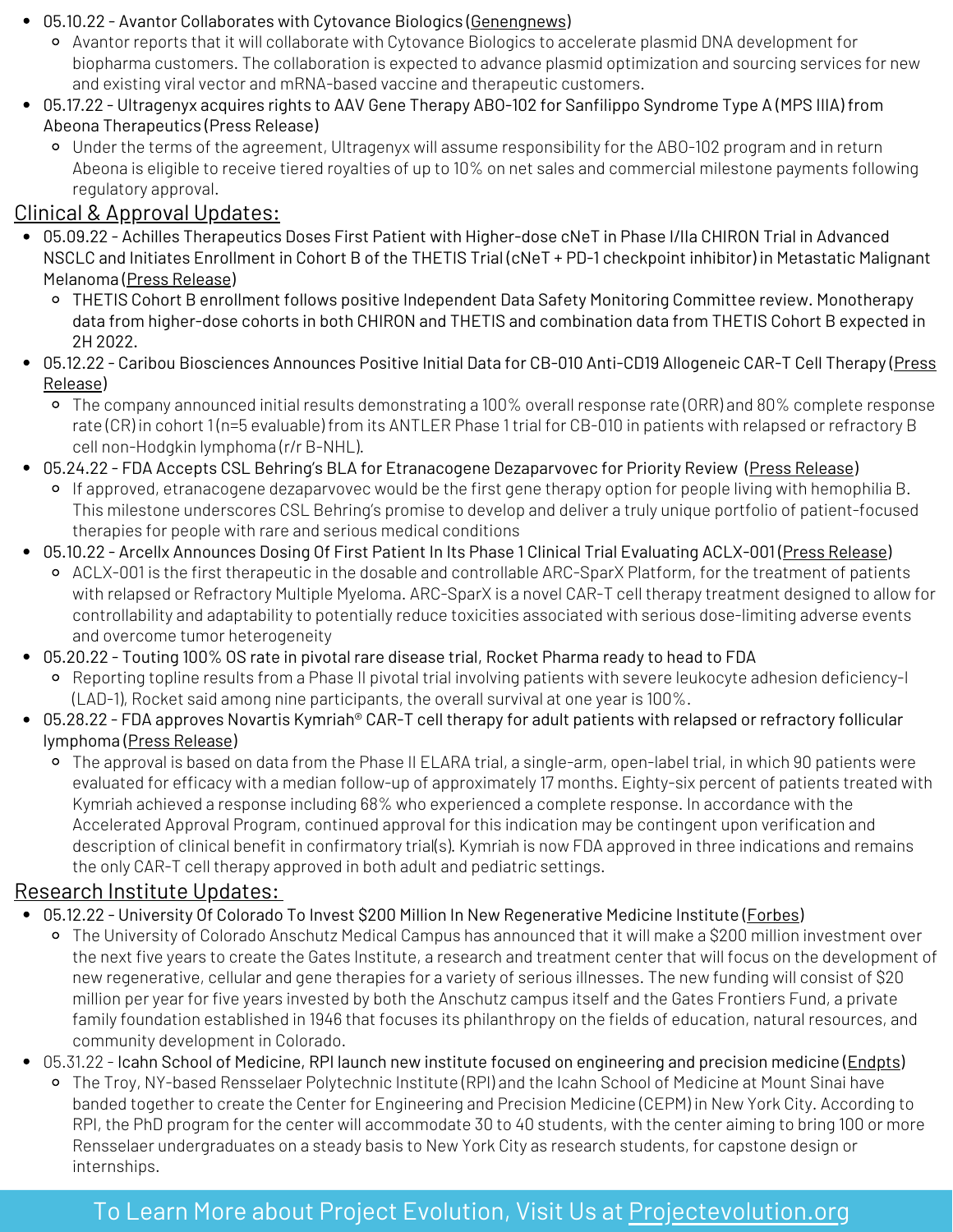- 05.10.22 - Avantor Collaborates with Cytovance Biologics (Genengnews)
  - Avantor reports that it will collaborate with Cytovance Biologics to accelerate plasmid DNA development for biopharma customers. The collaboration is expected to advance plasmid optimization and sourcing services for new and existing viral vector and mRNA-based vaccine and therapeutic customers.
- 05.17.22 - Ultragenyx acquires rights to AAV Gene Therapy ABO-102 for Sanfilippo Syndrome Type A (MPS IIIA) from Abeona Therapeutics (Press Release)
  - Under the terms of the agreement, Ultragenyx will assume responsibility for the ABO-102 program and in return Abeona is eligible to receive tiered royalties of up to 10% on net sales and commercial milestone payments following regulatory approval.

## Clinical & Approval Updates:

- 05.09.22 - Achilles Therapeutics Doses First Patient with Higher-dose cNeT in Phase I/IIa CHIRON Trial in Advanced NSCLC and Initiates Enrollment in Cohort B of the THETIS Trial (cNeT + PD-1 checkpoint inhibitor) in Metastatic Malignant Melanoma (Press Release)
  - THETIS Cohort B enrollment follows positive Independent Data Safety Monitoring Committee review. Monotherapy data from higher-dose cohorts in both CHIRON and THETIS and combination data from THETIS Cohort B expected in 2H 2022.
- 05.12.22 - Caribou Biosciences Announces Positive Initial Data for CB-010 Anti-CD19 Allogeneic CAR-T Cell Therapy (Press Release)
  - The company announced initial results demonstrating a 100% overall response rate (ORR) and 80% complete response rate (CR) in cohort 1 (n=5 evaluable) from its ANTLER Phase 1 trial for CB-010 in patients with relapsed or refractory B cell non-Hodgkin lymphoma (r/r B-NHL).
- 05.24.22 - FDA Accepts CSL Behring's BLA for Etranacogene Dezaparvovec for Priority Review (Press Release)
  - If approved, etranacogene dezaparvovec would be the first gene therapy option for people living with hemophilia B. This milestone underscores CSL Behring's promise to develop and deliver a truly unique portfolio of patient-focused therapies for people with rare and serious medical conditions
- 05.10.22 - Arcellx Announces Dosing Of First Patient In Its Phase 1 Clinical Trial Evaluating ACLX-001 (Press Release)
  - ACLX-001 is the first therapeutic in the dosable and controllable ARC-SparX Platform, for the treatment of patients with relapsed or Refractory Multiple Myeloma. ARC-SparX is a novel CAR-T cell therapy treatment designed to allow for controllability and adaptability to potentially reduce toxicities associated with serious dose-limiting adverse events and overcome tumor heterogeneity
- 05.20.22 - Touting 100% OS rate in pivotal rare disease trial, Rocket Pharma ready to head to FDA
  - Reporting topline results from a Phase II pivotal trial involving patients with severe leukocyte adhesion deficiency-I (LAD-1), Rocket said among nine participants, the overall survival at one year is 100%.
- 05.28.22 - FDA approves Novartis Kymriah® CAR-T cell therapy for adult patients with relapsed or refractory follicular lymphoma (Press Release)
  - The approval is based on data from the Phase II ELARA trial, a single-arm, open-label trial, in which 90 patients were evaluated for efficacy with a median follow-up of approximately 17 months. Eighty-six percent of patients treated with Kymriah achieved a response including 68% who experienced a complete response. In accordance with the Accelerated Approval Program, continued approval for this indication may be contingent upon verification and description of clinical benefit in confirmatory trial(s). Kymriah is now FDA approved in three indications and remains the only CAR-T cell therapy approved in both adult and pediatric settings.

## Research Institute Updates:

- 05.12.22 - University Of Colorado To Invest $200 Million In New Regenerative Medicine Institute (Forbes)
  - The University of Colorado Anschutz Medical Campus has announced that it will make a $200 million investment over the next five years to create the Gates Institute, a research and treatment center that will focus on the development of new regenerative, cellular and gene therapies for a variety of serious illnesses. The new funding will consist of $20 million per year for five years invested by both the Anschutz campus itself and the Gates Frontiers Fund, a private family foundation established in 1946 that focuses its philanthropy on the fields of education, natural resources, and community development in Colorado.
- 05.31.22 - Icahn School of Medicine, RPI launch new institute focused on engineering and precision medicine (Endpts)
  - The Troy, NY-based Rensselaer Polytechnic Institute (RPI) and the Icahn School of Medicine at Mount Sinai have banded together to create the Center for Engineering and Precision Medicine (CEPM) in New York City. According to RPI, the PhD program for the center will accommodate 30 to 40 students, with the center aiming to bring 100 or more Rensselaer undergraduates on a steady basis to New York City as research students, for capstone design or internships.

To Learn More about Project Evolution, Visit Us at Projectevolution.org